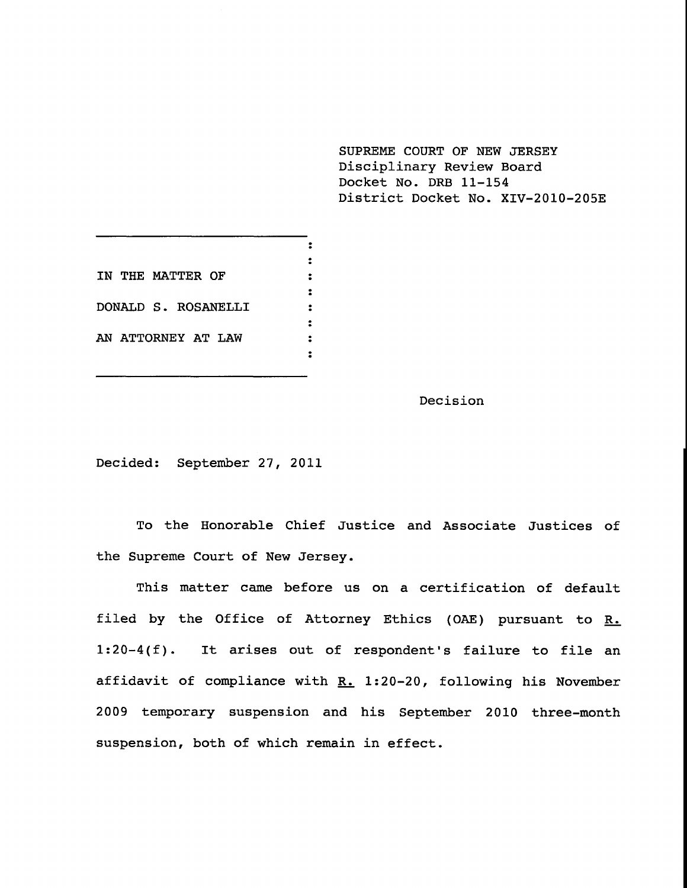SUPREME COURT OF NEW JERSEY
Disciplinary Review Board
Docket No. DRB 11-154
District Docket No. XIV-2010-205E

IN THE MATTER OF

DONALD S. ROSANELLI

AN ATTORNEY AT LAW

Decision

Decided: September 27, 2011

To the Honorable Chief Justice and Associate Justices of the Supreme Court of New Jersey.

This matter came before us on a certification of default filed by the Office of Attorney Ethics (OAE) pursuant to R. 1:20-4(f). It arises out of respondent's failure to file an affidavit of compliance with R. 1:20-20, following his November 2009 temporary suspension and his September 2010 three-month suspension, both of which remain in effect.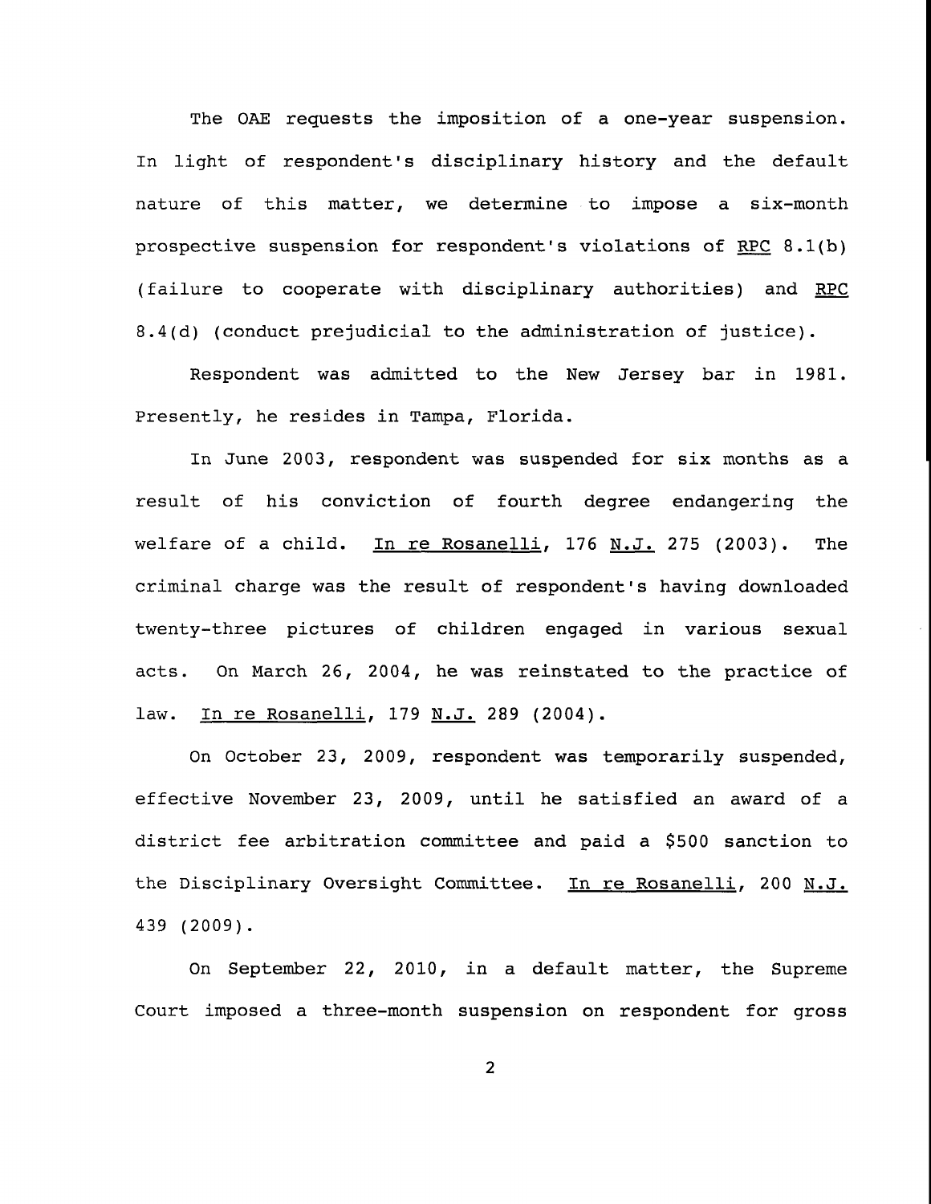The OAE requests the imposition of a one-year suspension. In light of respondent's disciplinary history and the default nature of this matter, we determine to impose a six-month prospective suspension for respondent's violations of RPC 8.1(b) (failure to cooperate with disciplinary authorities) and RPC 8.4(d) (conduct prejudicial to the administration of justice).

Respondent was admitted to the New Jersey bar in 1981. Presently, he resides in Tampa, Florida.

In June 2003, respondent was suspended for six months as a result of his conviction of fourth degree endangering the welfare of a child. In re Rosanelli, 176 N.J. 275 (2003). The criminal charge was the result of respondent's having downloaded twenty-three pictures of children engaged in various sexual acts. On March 26, 2004, he was reinstated to the practice of law. In re Rosanelli, 179 N.J. 289 (2004).

On October 23, 2009, respondent was temporarily suspended, effective November 23, 2009, until he satisfied an award of a district fee arbitration committee and paid a $500 sanction to the Disciplinary Oversight Committee. In re Rosanelli, 200 N.J. 439 (2009).

On September 22, 2010, in a default matter, the Supreme Court imposed a three-month suspension on respondent for gross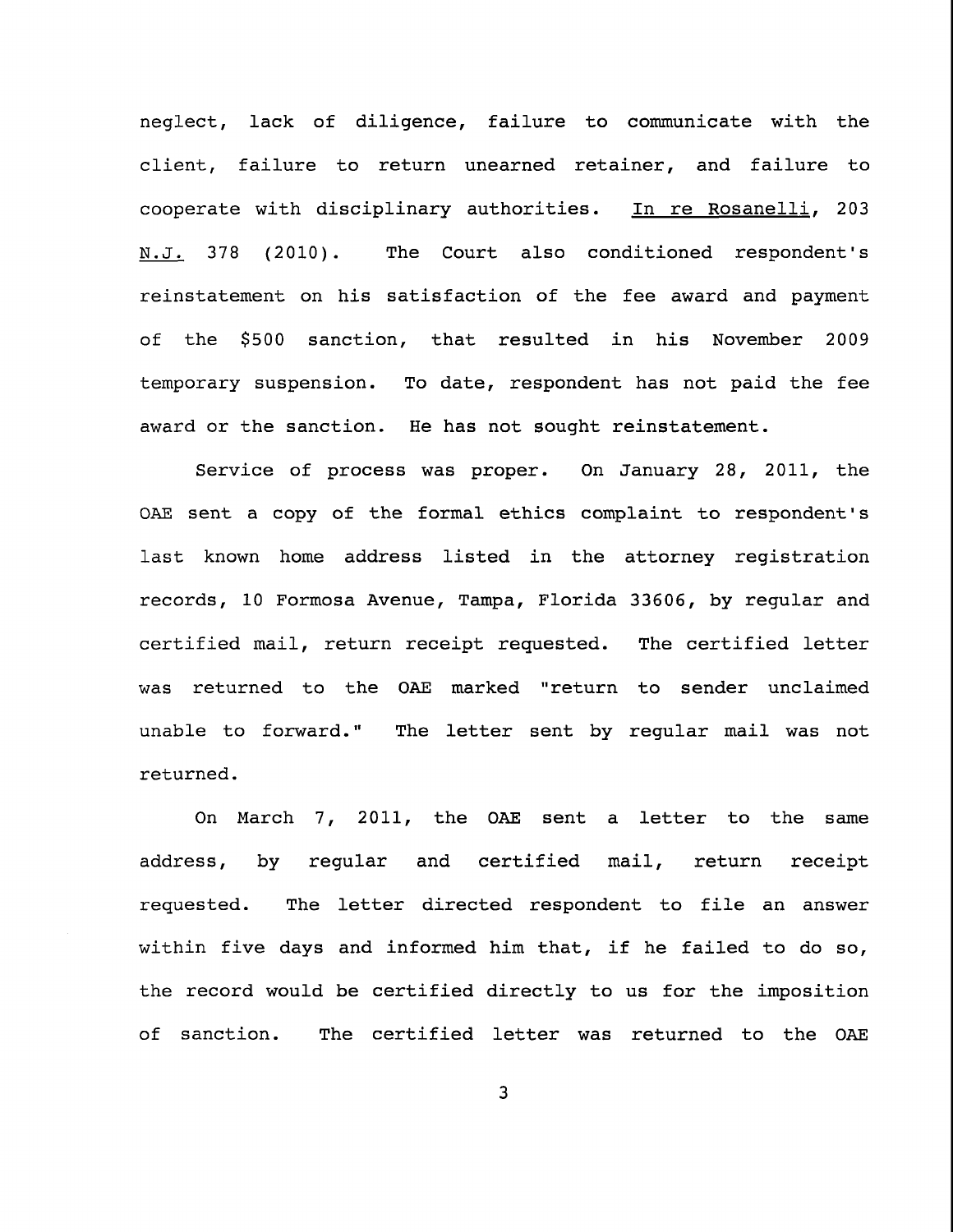neglect, lack of diligence, failure to communicate with the client, failure to return unearned retainer, and failure to cooperate with disciplinary authorities. In re Rosanelli, 203 N.J. 378 (2010). The Court also conditioned respondent's reinstatement on his satisfaction of the fee award and payment of the $500 sanction, that resulted in his November 2009 temporary suspension. To date, respondent has not paid the fee award or the sanction. He has not sought reinstatement.

Service of process was proper. On January 28, 2011, the OAE sent a copy of the formal ethics complaint to respondent's last known home address listed in the attorney registration records, 10 Formosa Avenue, Tampa, Florida 33606, by regular and certified mail, return receipt requested. The certified letter was returned to the OAE marked "return to sender unclaimed unable to forward." The letter sent by regular mail was not returned.

On March 7, 2011, the OAE sent a letter to the same address, by regular and certified mail, return receipt requested. The letter directed respondent to file an answer within five days and informed him that, if he failed to do so, the record would be certified directly to us for the imposition of sanction. The certified letter was returned to the OAE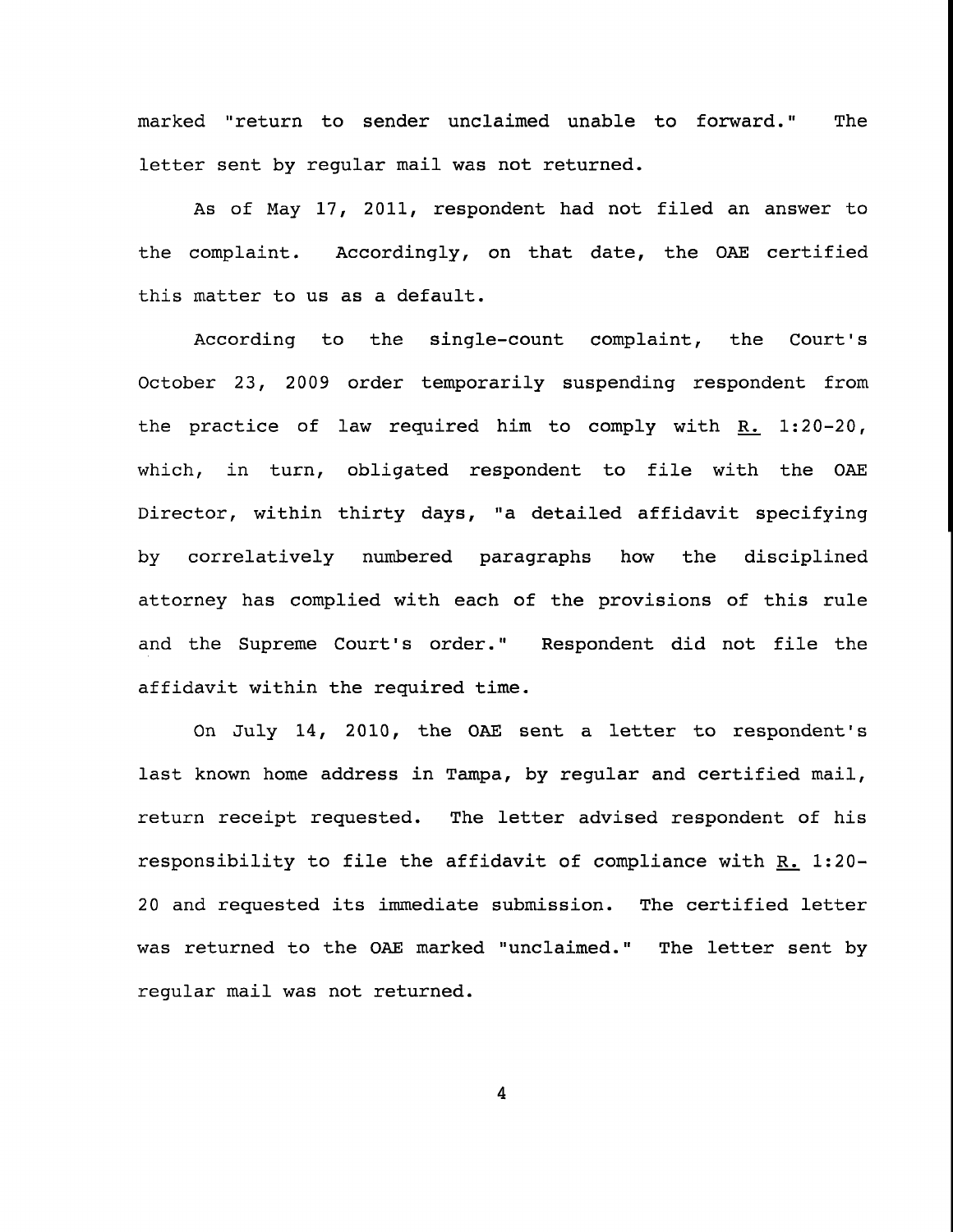marked "return to sender unclaimed unable to forward." The letter sent by regular mail was not returned.

As of May 17, 2011, respondent had not filed an answer to the complaint. Accordingly, on that date, the OAE certified this matter to us as a default.

According to the single-count complaint, the Court's October 23, 2009 order temporarily suspending respondent from the practice of law required him to comply with R. 1:20-20, which, in turn, obligated respondent to file with the OAE Director, within thirty days, "a detailed affidavit specifying by correlatively numbered paragraphs how the disciplined attorney has complied with each of the provisions of this rule and the Supreme Court's order." Respondent did not file the affidavit within the required time.

On July 14, 2010, the OAE sent a letter to respondent's last known home address in Tampa, by regular and certified mail, return receipt requested. The letter advised respondent of his responsibility to file the affidavit of compliance with R. 1:20-20 and requested its immediate submission. The certified letter was returned to the OAE marked "unclaimed." The letter sent by regular mail was not returned.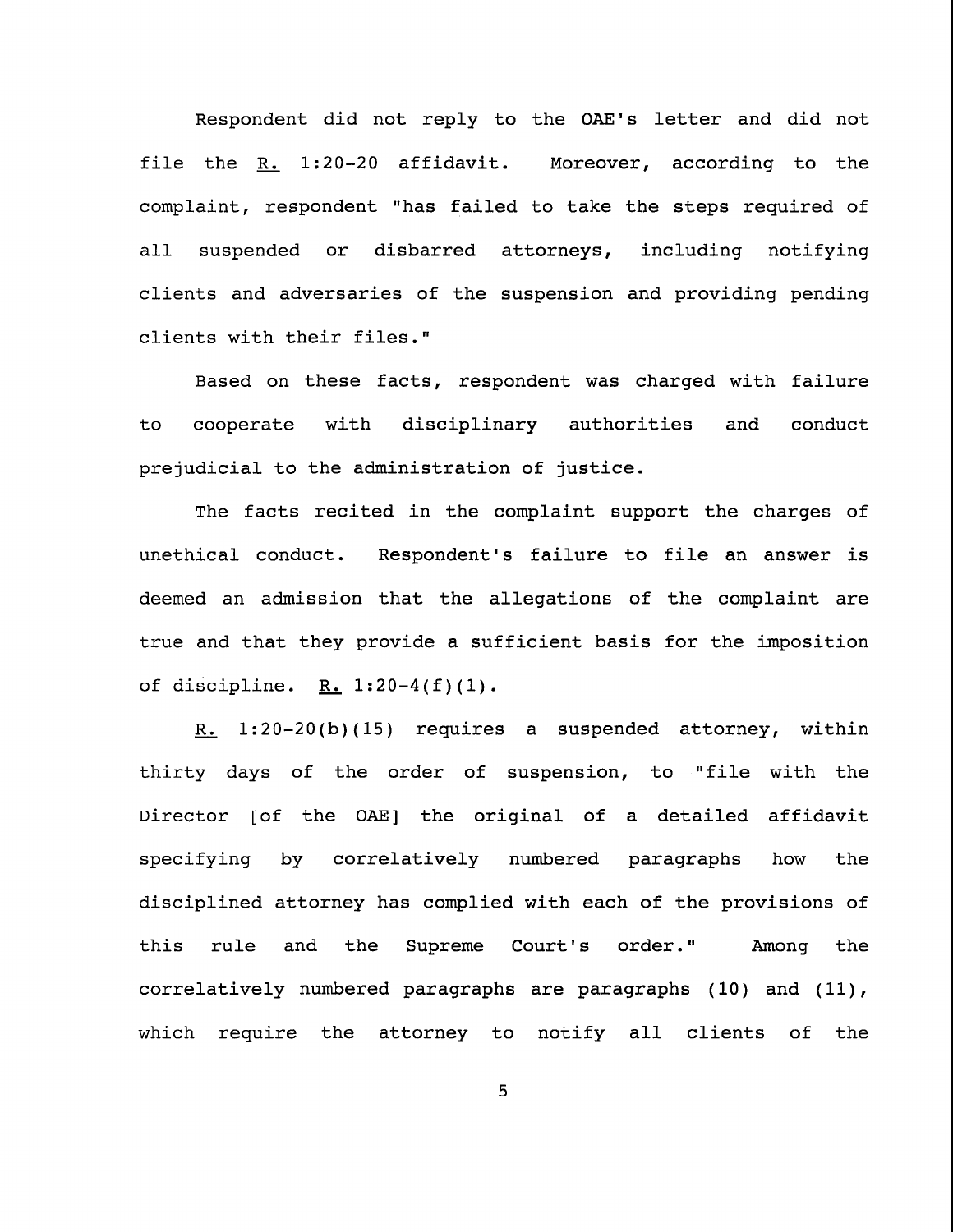Respondent did not reply to the OAE's letter and did not file the _R._ 1:20-20 affidavit. Moreover, according to the complaint, respondent "has failed to take the steps required of all suspended or disbarred attorneys, including notifying clients and adversaries of the suspension and providing pending clients with their files."

Based on these facts, respondent was charged with failure to cooperate with disciplinary authorities and conduct prejudicial to the administration of justice.

The facts recited in the complaint support the charges of unethical conduct. Respondent's failure to file an answer is deemed an admission that the allegations of the complaint are true and that they provide a sufficient basis for the imposition of discipline. _R._ 1:20-4(f)(1).

_R._ 1:20-20(b)(15) requires a suspended attorney, within thirty days of the order of suspension, to "file with the Director [of the OAE] the original of a detailed affidavit specifying by correlatively numbered paragraphs how the disciplined attorney has complied with each of the provisions of this rule and the Supreme Court's order." Among the correlatively numbered paragraphs are paragraphs (10) and (11), which require the attorney to notify all clients of the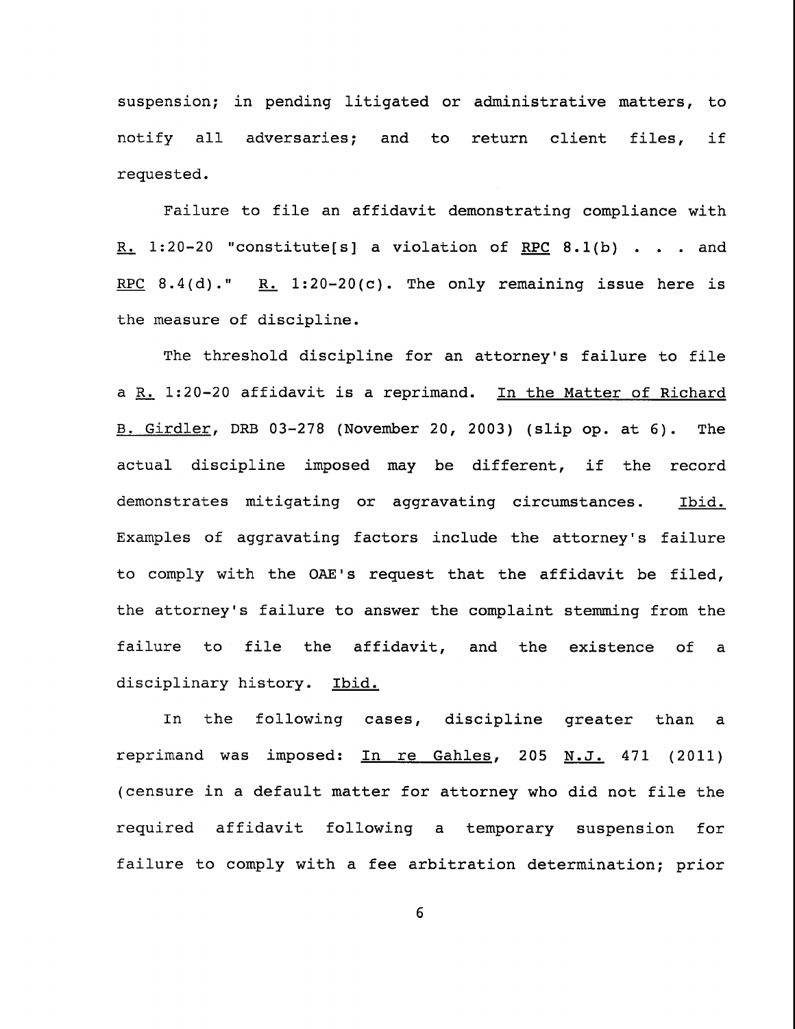suspension; in pending litigated or administrative matters, to notify all adversaries; and to return client files, if requested.

Failure to file an affidavit demonstrating compliance with R. 1:20-20 "constitute[s] a violation of RPC 8.1(b) . . . and RPC 8.4(d)." R. 1:20-20(c). The only remaining issue here is the measure of discipline.

The threshold discipline for an attorney's failure to file a R. 1:20-20 affidavit is a reprimand. In the Matter of Richard B. Girdler, DRB 03-278 (November 20, 2003) (slip op. at 6). The actual discipline imposed may be different, if the record demonstrates mitigating or aggravating circumstances. Ibid. Examples of aggravating factors include the attorney's failure to comply with the OAE's request that the affidavit be filed, the attorney's failure to answer the complaint stemming from the failure to file the affidavit, and the existence of a disciplinary history. Ibid.

In the following cases, discipline greater than a reprimand was imposed: In re Gahles, 205 N.J. 471 (2011) (censure in a default matter for attorney who did not file the required affidavit following a temporary suspension for failure to comply with a fee arbitration determination; prior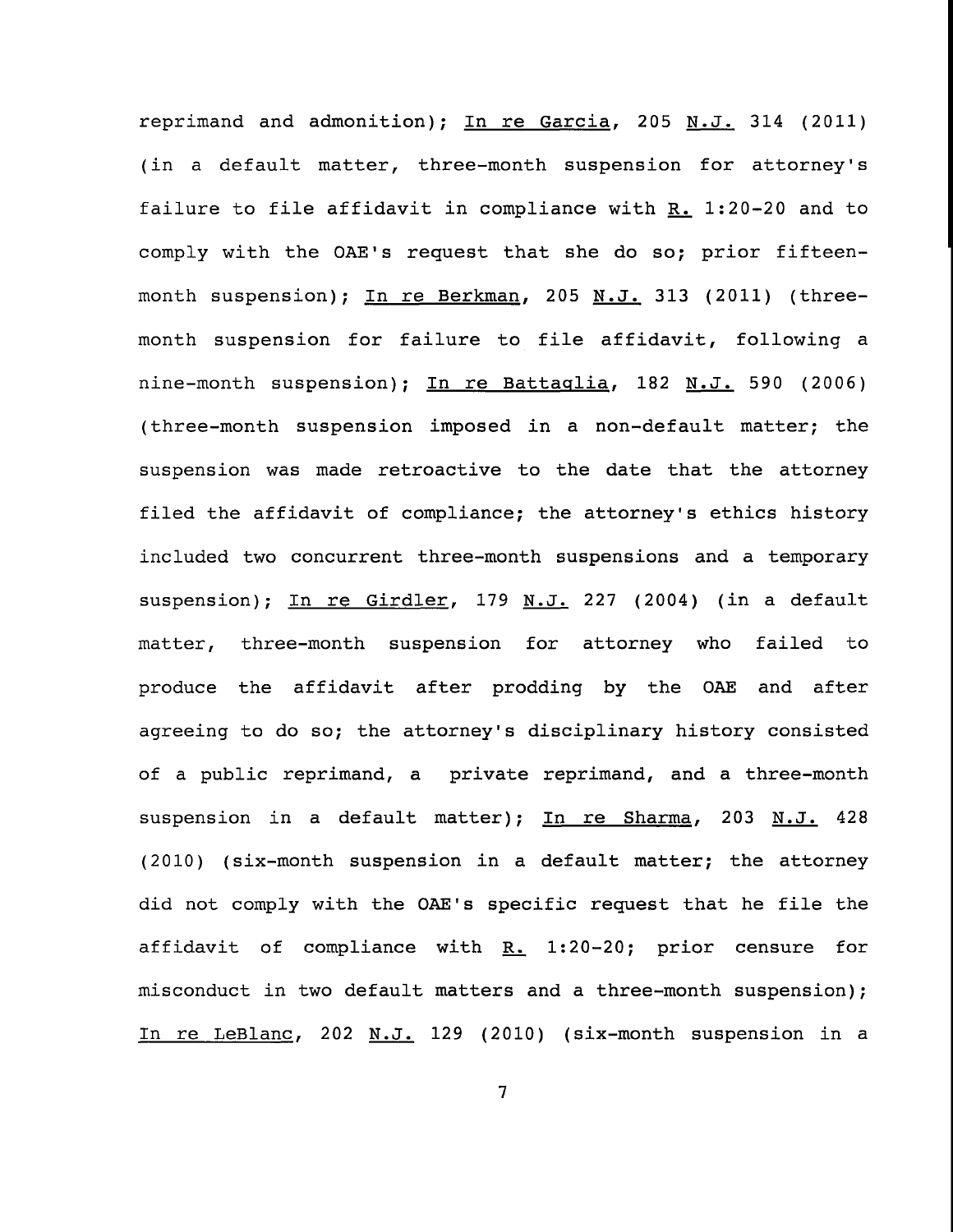reprimand and admonition); In re Garcia, 205 N.J. 314 (2011) (in a default matter, three-month suspension for attorney's failure to file affidavit in compliance with R. 1:20-20 and to comply with the OAE's request that she do so; prior fifteen-month suspension); In re Berkman, 205 N.J. 313 (2011) (three-month suspension for failure to file affidavit, following a nine-month suspension); In re Battaglia, 182 N.J. 590 (2006) (three-month suspension imposed in a non-default matter; the suspension was made retroactive to the date that the attorney filed the affidavit of compliance; the attorney's ethics history included two concurrent three-month suspensions and a temporary suspension); In re Girdler, 179 N.J. 227 (2004) (in a default matter, three-month suspension for attorney who failed to produce the affidavit after prodding by the OAE and after agreeing to do so; the attorney's disciplinary history consisted of a public reprimand, a private reprimand, and a three-month suspension in a default matter); In re Sharma, 203 N.J. 428 (2010) (six-month suspension in a default matter; the attorney did not comply with the OAE's specific request that he file the affidavit of compliance with R. 1:20-20; prior censure for misconduct in two default matters and a three-month suspension); In re LeBlanc, 202 N.J. 129 (2010) (six-month suspension in a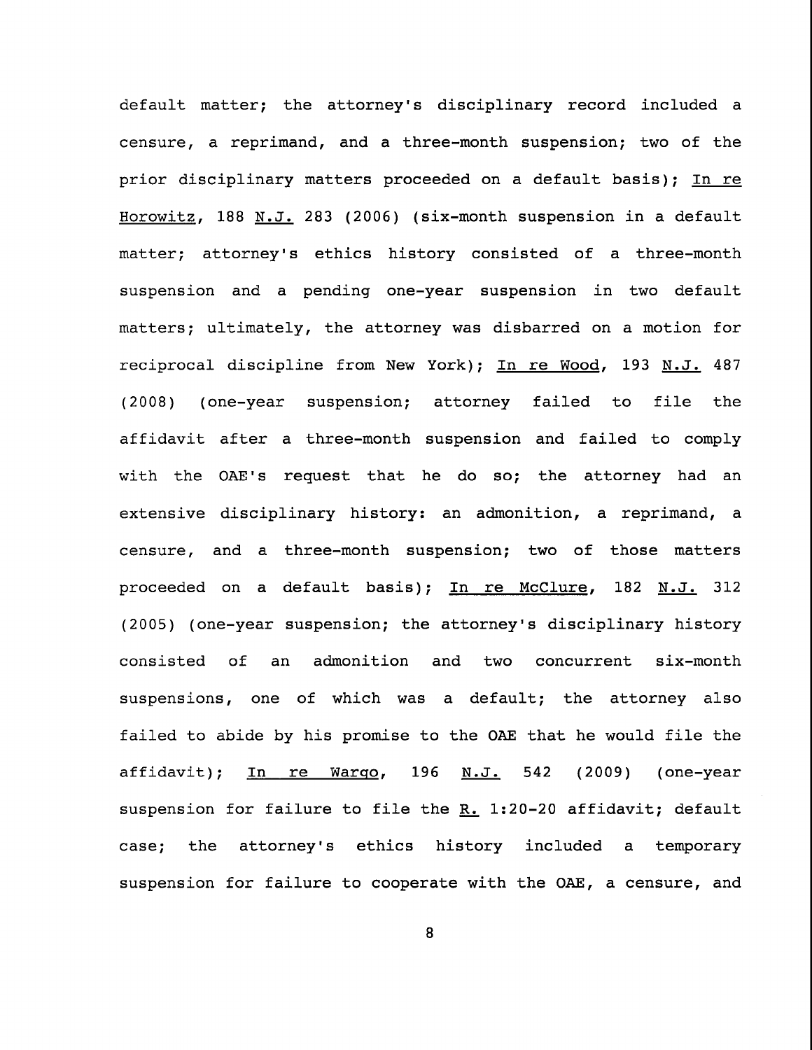default matter; the attorney's disciplinary record included a censure, a reprimand, and a three-month suspension; two of the prior disciplinary matters proceeded on a default basis); In re Horowitz, 188 N.J. 283 (2006) (six-month suspension in a default matter; attorney's ethics history consisted of a three-month suspension and a pending one-year suspension in two default matters; ultimately, the attorney was disbarred on a motion for reciprocal discipline from New York); In re Wood, 193 N.J. 487 (2008) (one-year suspension; attorney failed to file the affidavit after a three-month suspension and failed to comply with the OAE's request that he do so; the attorney had an extensive disciplinary history: an admonition, a reprimand, a censure, and a three-month suspension; two of those matters proceeded on a default basis); In re McClure, 182 N.J. 312 (2005) (one-year suspension; the attorney's disciplinary history consisted of an admonition and two concurrent six-month suspensions, one of which was a default; the attorney also failed to abide by his promise to the OAE that he would file the affidavit); In re Wargo, 196 N.J. 542 (2009) (one-year suspension for failure to file the R. 1:20-20 affidavit; default case; the attorney's ethics history included a temporary suspension for failure to cooperate with the OAE, a censure, and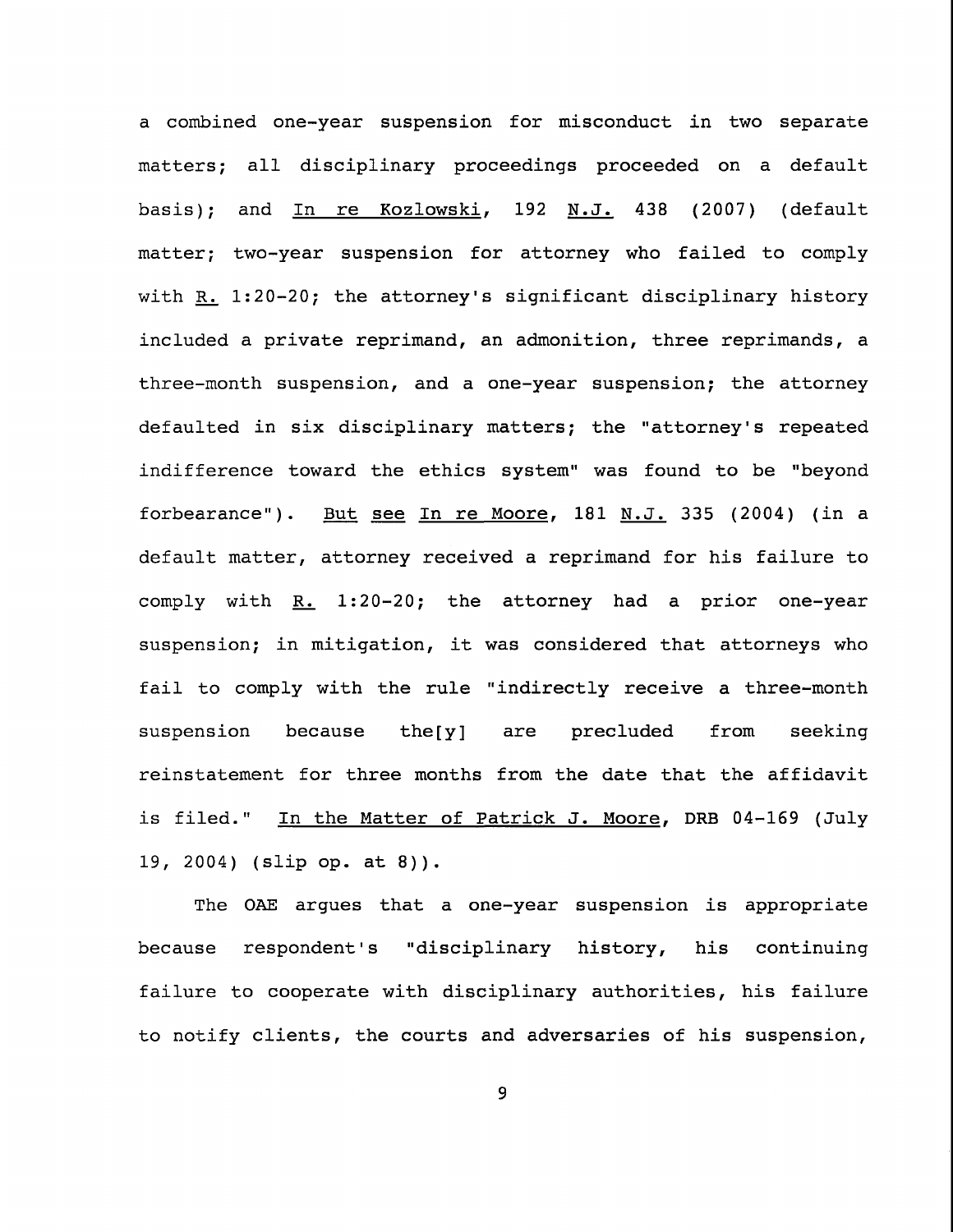a combined one-year suspension for misconduct in two separate matters; all disciplinary proceedings proceeded on a default basis); and In re Kozlowski, 192 N.J. 438 (2007) (default matter; two-year suspension for attorney who failed to comply with R. 1:20-20; the attorney's significant disciplinary history included a private reprimand, an admonition, three reprimands, a three-month suspension, and a one-year suspension; the attorney defaulted in six disciplinary matters; the "attorney's repeated indifference toward the ethics system" was found to be "beyond forbearance"). But see In re Moore, 181 N.J. 335 (2004) (in a default matter, attorney received a reprimand for his failure to comply with R. 1:20-20; the attorney had a prior one-year suspension; in mitigation, it was considered that attorneys who fail to comply with the rule "indirectly receive a three-month suspension because the[y] are precluded from seeking reinstatement for three months from the date that the affidavit is filed." In the Matter of Patrick J. Moore, DRB 04-169 (July 19, 2004) (slip op. at 8)).

The OAE argues that a one-year suspension is appropriate because respondent's "disciplinary history, his continuing failure to cooperate with disciplinary authorities, his failure to notify clients, the courts and adversaries of his suspension,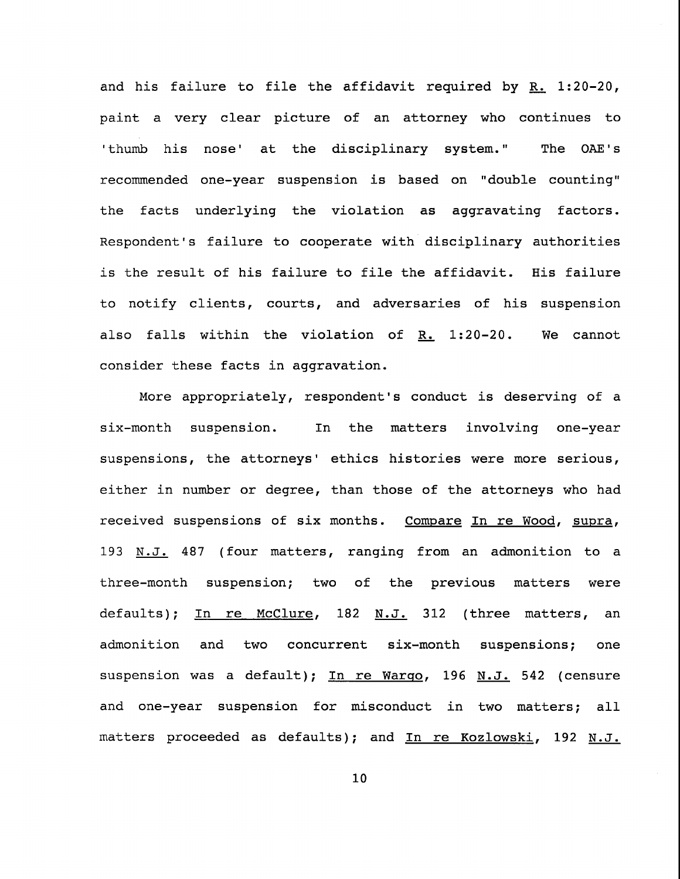and his failure to file the affidavit required by R. 1:20-20, paint a very clear picture of an attorney who continues to 'thumb his nose' at the disciplinary system." The OAE's recommended one-year suspension is based on "double counting" the facts underlying the violation as aggravating factors. Respondent's failure to cooperate with disciplinary authorities is the result of his failure to file the affidavit. His failure to notify clients, courts, and adversaries of his suspension also falls within the violation of R. 1:20-20. We cannot consider these facts in aggravation.

More appropriately, respondent's conduct is deserving of a six-month suspension. In the matters involving one-year suspensions, the attorneys' ethics histories were more serious, either in number or degree, than those of the attorneys who had received suspensions of six months. Compare In re Wood, supra, 193 N.J. 487 (four matters, ranging from an admonition to a three-month suspension; two of the previous matters were defaults); In re McClure, 182 N.J. 312 (three matters, an admonition and two concurrent six-month suspensions; one suspension was a default); In re Wargo, 196 N.J. 542 (censure and one-year suspension for misconduct in two matters; all matters proceeded as defaults); and In re Kozlowski, 192 N.J.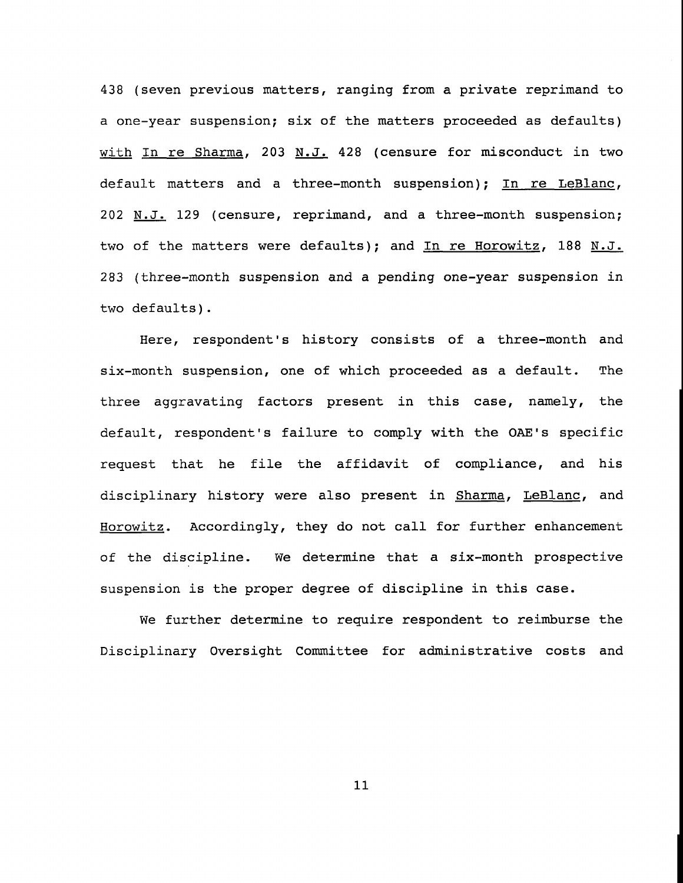438 (seven previous matters, ranging from a private reprimand to a one-year suspension; six of the matters proceeded as defaults) with In re Sharma, 203 N.J. 428 (censure for misconduct in two default matters and a three-month suspension); In re LeBlanc, 202 N.J. 129 (censure, reprimand, and a three-month suspension; two of the matters were defaults); and In re Horowitz, 188 N.J. 283 (three-month suspension and a pending one-year suspension in two defaults).

Here, respondent's history consists of a three-month and six-month suspension, one of which proceeded as a default. The three aggravating factors present in this case, namely, the default, respondent's failure to comply with the OAE's specific request that he file the affidavit of compliance, and his disciplinary history were also present in Sharma, LeBlanc, and Horowitz. Accordingly, they do not call for further enhancement of the discipline. We determine that a six-month prospective suspension is the proper degree of discipline in this case.

We further determine to require respondent to reimburse the Disciplinary Oversight Committee for administrative costs and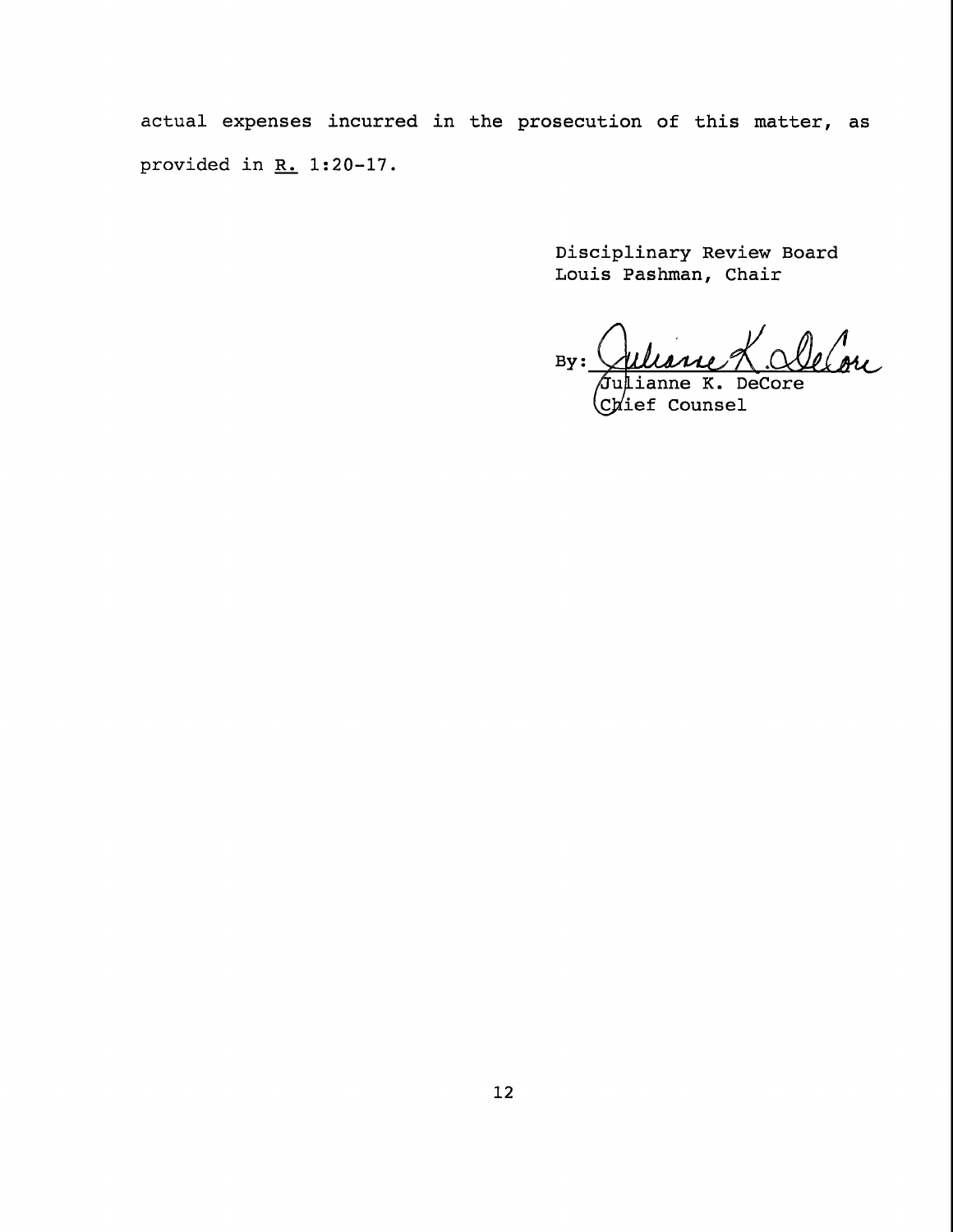actual expenses incurred in the prosecution of this matter, as provided in R. 1:20-17.

Disciplinary Review Board
Louis Pashman, Chair

By: Julianne K. DeCore

Julianne K. DeCore
Chief Counsel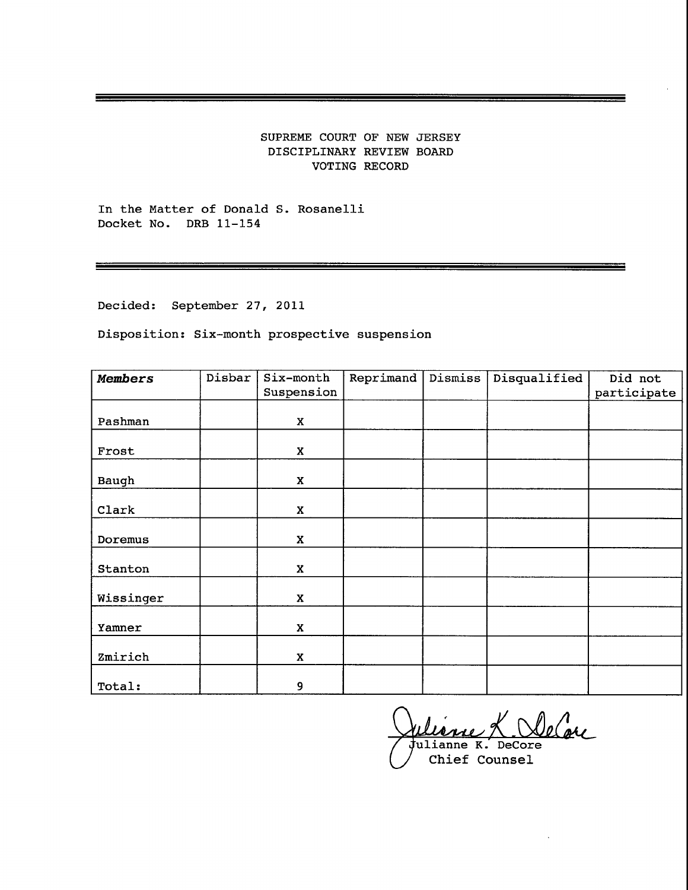SUPREME COURT OF NEW JERSEY
DISCIPLINARY REVIEW BOARD
VOTING RECORD

In the Matter of Donald S. Rosanelli
Docket No. DRB 11-154

Decided: September 27, 2011

Disposition: Six-month prospective suspension

| ***Members*** | Disbar | Six-month Suspension | Reprimand | Dismiss | Disqualified | Did not participate |
|---|---|---|---|---|---|---|
| Pashman | | X | | | | |
| Frost | | X | | | | |
| Baugh | | X | | | | |
| Clark | | X | | | | |
| Doremus | | X | | | | |
| Stanton | | X | | | | |
| Wissinger | | X | | | | |
| Yamner | | X | | | | |
| Zmirich | | X | | | | |
| Total: | | 9 | | | | |

Julianne K. DeCore
Chief Counsel